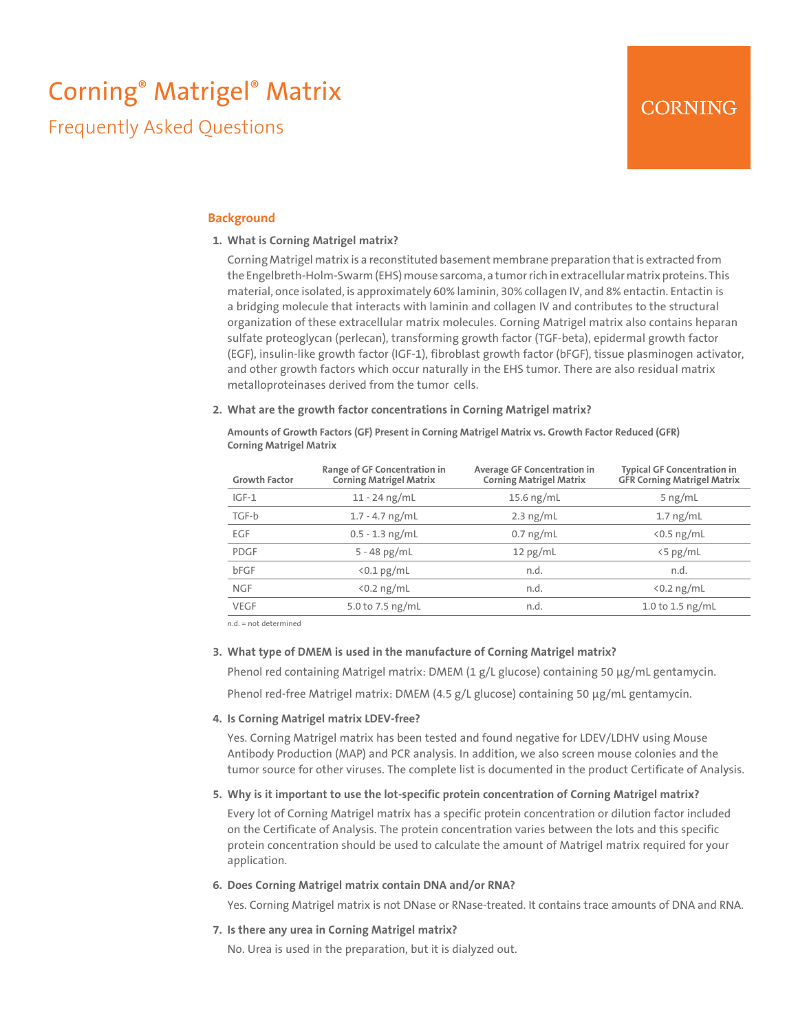# Corning® Matrigel® Matrix

## Frequently Asked Questions

CORNING

### Background

**1. What is Corning Matrigel matrix?**

Corning Matrigel matrix is a reconstituted basement membrane preparation that is extracted from the Engelbreth-Holm-Swarm (EHS) mouse sarcoma, a tumor rich in extracellular matrix proteins. This material, once isolated, is approximately 60% laminin, 30% collagen IV, and 8% entactin. Entactin is a bridging molecule that interacts with laminin and collagen IV and contributes to the structural organization of these extracellular matrix molecules. Corning Matrigel matrix also contains heparan sulfate proteoglycan (perlecan), transforming growth factor (TGF-beta), epidermal growth factor (EGF), insulin-like growth factor (IGF-1), fibroblast growth factor (bFGF), tissue plasminogen activator, and other growth factors which occur naturally in the EHS tumor. There are also residual matrix metalloproteinases derived from the tumor cells.

**2. What are the growth factor concentrations in Corning Matrigel matrix?**

**Amounts of Growth Factors (GF) Present in Corning Matrigel Matrix vs. Growth Factor Reduced (GFR) Corning Matrigel Matrix**

| Growth Factor | Range of GF Concentration in Corning Matrigel Matrix | Average GF Concentration in Corning Matrigel Matrix | Typical GF Concentration in GFR Corning Matrigel Matrix |
|---|---|---|---|
| IGF-1 | 11 - 24 ng/mL | 15.6 ng/mL | 5 ng/mL |
| TGF-b | 1.7 - 4.7 ng/mL | 2.3 ng/mL | 1.7 ng/mL |
| EGF | 0.5 - 1.3 ng/mL | 0.7 ng/mL | <0.5 ng/mL |
| PDGF | 5 - 48 pg/mL | 12 pg/mL | <5 pg/mL |
| bFGF | <0.1 pg/mL | n.d. | n.d. |
| NGF | <0.2 ng/mL | n.d. | <0.2 ng/mL |
| VEGF | 5.0 to 7.5 ng/mL | n.d. | 1.0 to 1.5 ng/mL |

n.d. = not determined

**3. What type of DMEM is used in the manufacture of Corning Matrigel matrix?**

Phenol red containing Matrigel matrix: DMEM (1 g/L glucose) containing 50 µg/mL gentamycin.

Phenol red-free Matrigel matrix: DMEM (4.5 g/L glucose) containing 50 µg/mL gentamycin.

**4. Is Corning Matrigel matrix LDEV-free?**

Yes. Corning Matrigel matrix has been tested and found negative for LDEV/LDHV using Mouse Antibody Production (MAP) and PCR analysis. In addition, we also screen mouse colonies and the tumor source for other viruses. The complete list is documented in the product Certificate of Analysis.

**5. Why is it important to use the lot-specific protein concentration of Corning Matrigel matrix?**

Every lot of Corning Matrigel matrix has a specific protein concentration or dilution factor included on the Certificate of Analysis. The protein concentration varies between the lots and this specific protein concentration should be used to calculate the amount of Matrigel matrix required for your application.

**6. Does Corning Matrigel matrix contain DNA and/or RNA?**

Yes. Corning Matrigel matrix is not DNase or RNase-treated. It contains trace amounts of DNA and RNA.

**7. Is there any urea in Corning Matrigel matrix?**

No. Urea is used in the preparation, but it is dialyzed out.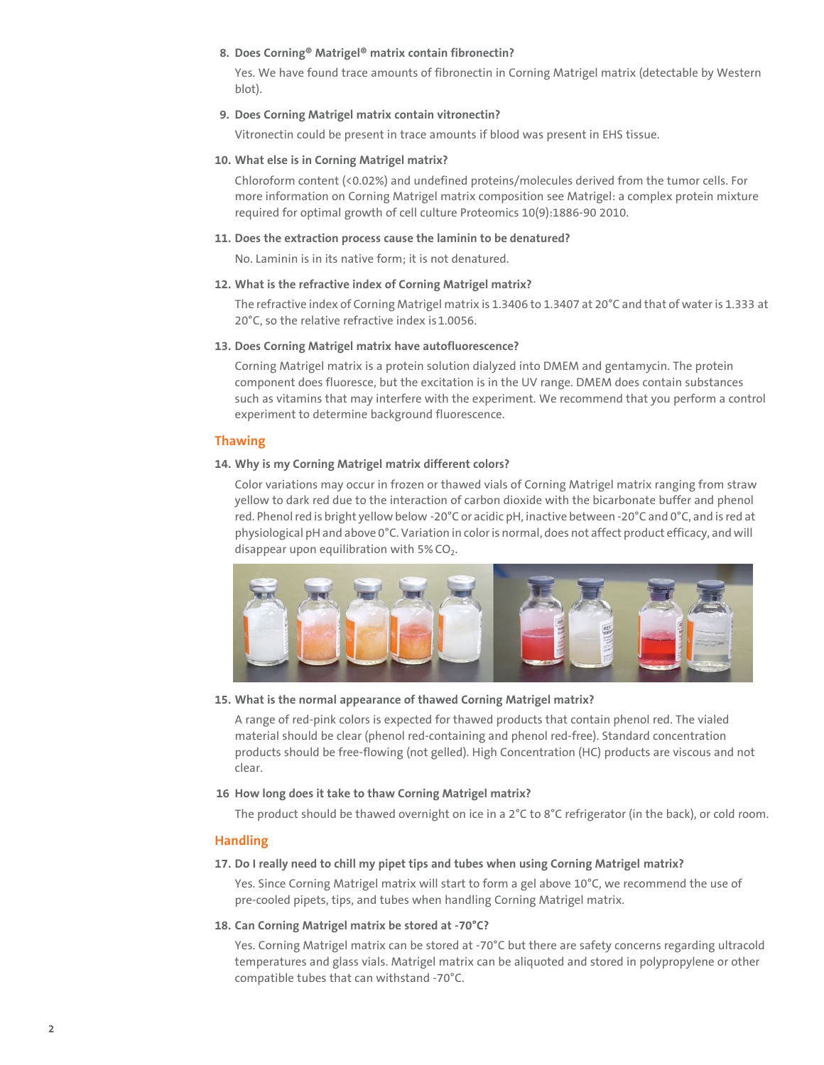8. **Does Corning® Matrigel® matrix contain fibronectin?**

   Yes. We have found trace amounts of fibronectin in Corning Matrigel matrix (detectable by Western blot).

9. **Does Corning Matrigel matrix contain vitronectin?**

   Vitronectin could be present in trace amounts if blood was present in EHS tissue.

10. **What else is in Corning Matrigel matrix?**

    Chloroform content (<0.02%) and undefined proteins/molecules derived from the tumor cells. For more information on Corning Matrigel matrix composition see Matrigel: a complex protein mixture required for optimal growth of cell culture Proteomics 10(9):1886-90 2010.

11. **Does the extraction process cause the laminin to be denatured?**

    No. Laminin is in its native form; it is not denatured.

12. **What is the refractive index of Corning Matrigel matrix?**

    The refractive index of Corning Matrigel matrix is 1.3406 to 1.3407 at 20°C and that of water is 1.333 at 20°C, so the relative refractive index is 1.0056.

13. **Does Corning Matrigel matrix have autofluorescence?**

    Corning Matrigel matrix is a protein solution dialyzed into DMEM and gentamycin. The protein component does fluoresce, but the excitation is in the UV range. DMEM does contain substances such as vitamins that may interfere with the experiment. We recommend that you perform a control experiment to determine background fluorescence.

## Thawing

14. **Why is my Corning Matrigel matrix different colors?**

    Color variations may occur in frozen or thawed vials of Corning Matrigel matrix ranging from straw yellow to dark red due to the interaction of carbon dioxide with the bicarbonate buffer and phenol red. Phenol red is bright yellow below -20°C or acidic pH, inactive between -20°C and 0°C, and is red at physiological pH and above 0°C. Variation in color is normal, does not affect product efficacy, and will disappear upon equilibration with 5% $CO_2$.

15. **What is the normal appearance of thawed Corning Matrigel matrix?**

    A range of red-pink colors is expected for thawed products that contain phenol red. The vialed material should be clear (phenol red-containing and phenol red-free). Standard concentration products should be free-flowing (not gelled). High Concentration (HC) products are viscous and not clear.

16 **How long does it take to thaw Corning Matrigel matrix?**

   The product should be thawed overnight on ice in a 2°C to 8°C refrigerator (in the back), or cold room.

## Handling

17. **Do I really need to chill my pipet tips and tubes when using Corning Matrigel matrix?**

    Yes. Since Corning Matrigel matrix will start to form a gel above 10°C, we recommend the use of pre-cooled pipets, tips, and tubes when handling Corning Matrigel matrix.

18. **Can Corning Matrigel matrix be stored at -70°C?**

    Yes. Corning Matrigel matrix can be stored at -70°C but there are safety concerns regarding ultracold temperatures and glass vials. Matrigel matrix can be aliquoted and stored in polypropylene or other compatible tubes that can withstand -70°C.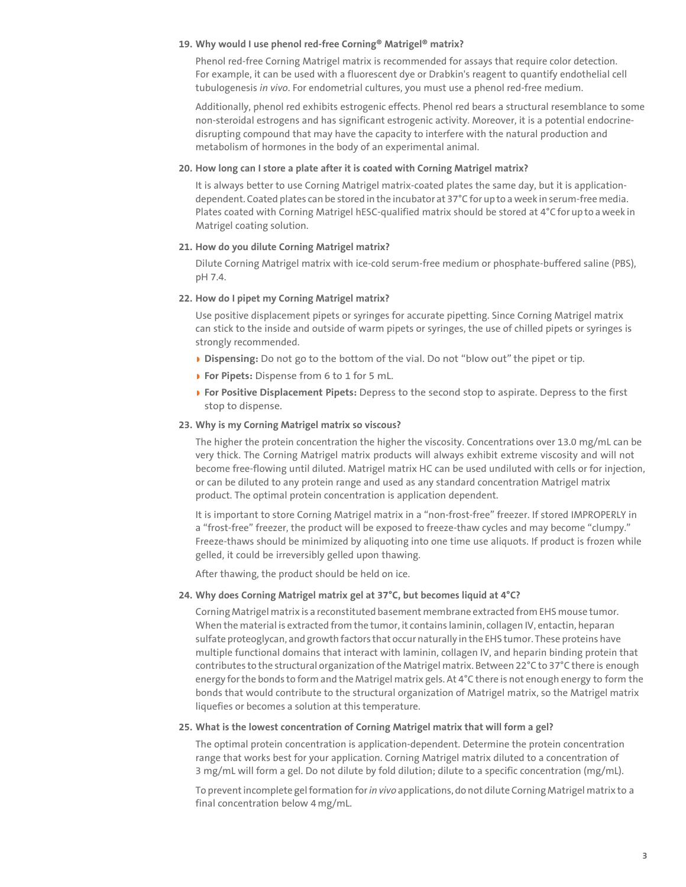**19. Why would I use phenol red-free Corning® Matrigel® matrix?**

Phenol red-free Corning Matrigel matrix is recommended for assays that require color detection. For example, it can be used with a fluorescent dye or Drabkin's reagent to quantify endothelial cell tubulogenesis *in vivo*. For endometrial cultures, you must use a phenol red-free medium.

Additionally, phenol red exhibits estrogenic effects. Phenol red bears a structural resemblance to some non-steroidal estrogens and has significant estrogenic activity. Moreover, it is a potential endocrine-disrupting compound that may have the capacity to interfere with the natural production and metabolism of hormones in the body of an experimental animal.

**20. How long can I store a plate after it is coated with Corning Matrigel matrix?**

It is always better to use Corning Matrigel matrix-coated plates the same day, but it is application-dependent. Coated plates can be stored in the incubator at 37°C for up to a week in serum-free media. Plates coated with Corning Matrigel hESC-qualified matrix should be stored at 4°C for up to a week in Matrigel coating solution.

**21. How do you dilute Corning Matrigel matrix?**

Dilute Corning Matrigel matrix with ice-cold serum-free medium or phosphate-buffered saline (PBS), pH 7.4.

**22. How do I pipet my Corning Matrigel matrix?**

Use positive displacement pipets or syringes for accurate pipetting. Since Corning Matrigel matrix can stick to the inside and outside of warm pipets or syringes, the use of chilled pipets or syringes is strongly recommended.

- **Dispensing:** Do not go to the bottom of the vial. Do not "blow out" the pipet or tip.
- **For Pipets:** Dispense from 6 to 1 for 5 mL.
- **For Positive Displacement Pipets:** Depress to the second stop to aspirate. Depress to the first stop to dispense.

**23. Why is my Corning Matrigel matrix so viscous?**

The higher the protein concentration the higher the viscosity. Concentrations over 13.0 mg/mL can be very thick. The Corning Matrigel matrix products will always exhibit extreme viscosity and will not become free-flowing until diluted. Matrigel matrix HC can be used undiluted with cells or for injection, or can be diluted to any protein range and used as any standard concentration Matrigel matrix product. The optimal protein concentration is application dependent.

It is important to store Corning Matrigel matrix in a "non-frost-free" freezer. If stored IMPROPERLY in a "frost-free" freezer, the product will be exposed to freeze-thaw cycles and may become "clumpy." Freeze-thaws should be minimized by aliquoting into one time use aliquots. If product is frozen while gelled, it could be irreversibly gelled upon thawing.

After thawing, the product should be held on ice.

**24. Why does Corning Matrigel matrix gel at 37°C, but becomes liquid at 4°C?**

Corning Matrigel matrix is a reconstituted basement membrane extracted from EHS mouse tumor. When the material is extracted from the tumor, it contains laminin, collagen IV, entactin, heparan sulfate proteoglycan, and growth factors that occur naturally in the EHS tumor. These proteins have multiple functional domains that interact with laminin, collagen IV, and heparin binding protein that contributes to the structural organization of the Matrigel matrix. Between 22°C to 37°C there is enough energy for the bonds to form and the Matrigel matrix gels. At 4°C there is not enough energy to form the bonds that would contribute to the structural organization of Matrigel matrix, so the Matrigel matrix liquefies or becomes a solution at this temperature.

**25. What is the lowest concentration of Corning Matrigel matrix that will form a gel?**

The optimal protein concentration is application-dependent. Determine the protein concentration range that works best for your application. Corning Matrigel matrix diluted to a concentration of 3 mg/mL will form a gel. Do not dilute by fold dilution; dilute to a specific concentration (mg/mL).

To prevent incomplete gel formation for *in vivo* applications, do not dilute Corning Matrigel matrix to a final concentration below 4 mg/mL.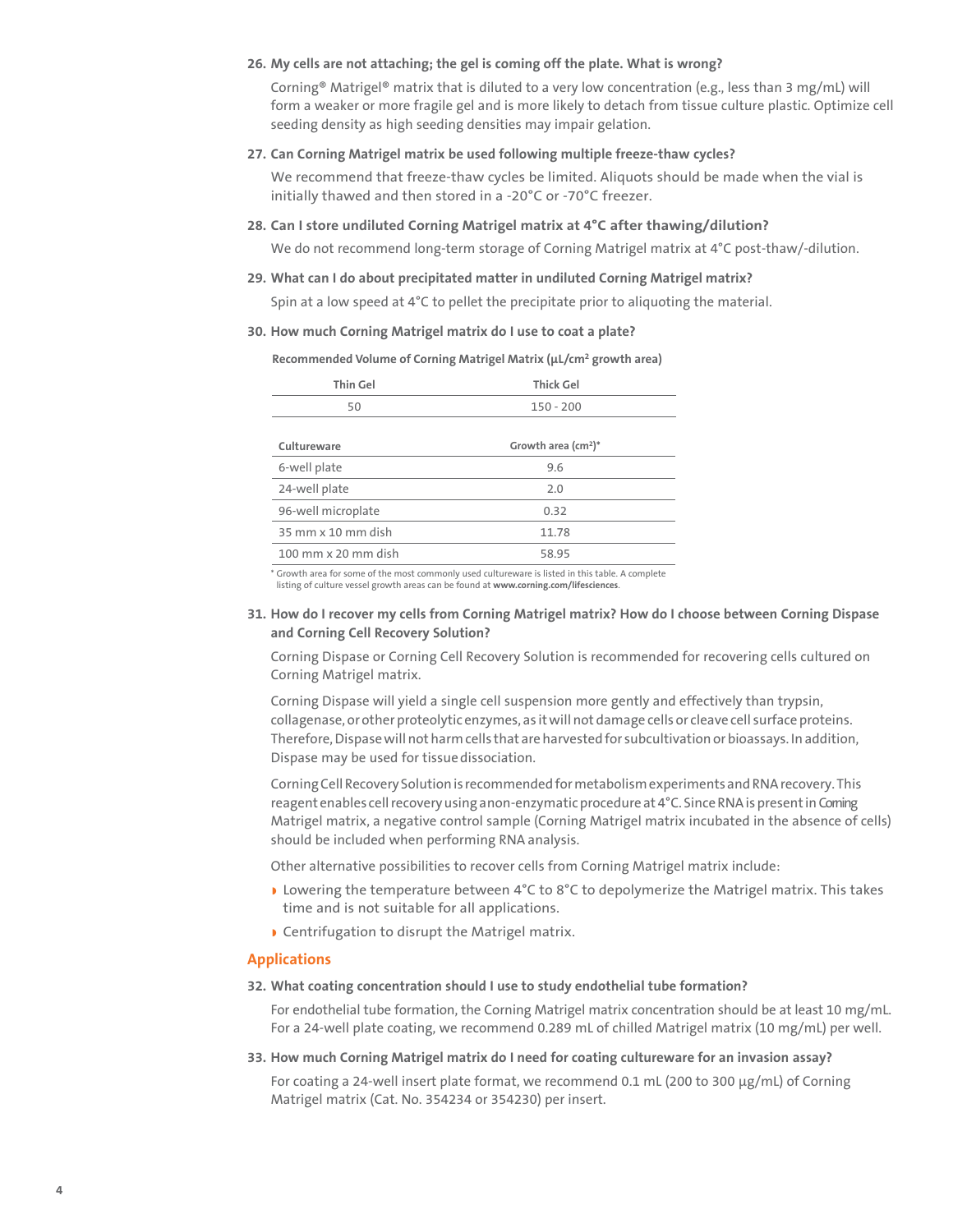**26. My cells are not attaching; the gel is coming off the plate. What is wrong?**

Corning® Matrigel® matrix that is diluted to a very low concentration (e.g., less than 3 mg/mL) will form a weaker or more fragile gel and is more likely to detach from tissue culture plastic. Optimize cell seeding density as high seeding densities may impair gelation.

**27. Can Corning Matrigel matrix be used following multiple freeze-thaw cycles?**

We recommend that freeze-thaw cycles be limited. Aliquots should be made when the vial is initially thawed and then stored in a -20°C or -70°C freezer.

**28. Can I store undiluted Corning Matrigel matrix at 4°C after thawing/dilution?**

We do not recommend long-term storage of Corning Matrigel matrix at 4°C post-thaw/-dilution.

**29. What can I do about precipitated matter in undiluted Corning Matrigel matrix?**

Spin at a low speed at 4°C to pellet the precipitate prior to aliquoting the material.

**30. How much Corning Matrigel matrix do I use to coat a plate?**

**Recommended Volume of Corning Matrigel Matrix (µL/cm² growth area)**

| Thin Gel | Thick Gel |
|---|---|
| 50 | 150 - 200 |

| Cultureware | Growth area (cm²)* |
|---|---|
| 6-well plate | 9.6 |
| 24-well plate | 2.0 |
| 96-well microplate | 0.32 |
| 35 mm x 10 mm dish | 11.78 |
| 100 mm x 20 mm dish | 58.95 |

\* Growth area for some of the most commonly used cultureware is listed in this table. A complete listing of culture vessel growth areas can be found at **www.corning.com/lifesciences**.

**31. How do I recover my cells from Corning Matrigel matrix? How do I choose between Corning Dispase and Corning Cell Recovery Solution?**

Corning Dispase or Corning Cell Recovery Solution is recommended for recovering cells cultured on Corning Matrigel matrix.

Corning Dispase will yield a single cell suspension more gently and effectively than trypsin, collagenase, or other proteolytic enzymes, as it will not damage cells or cleave cell surface proteins. Therefore, Dispase will not harm cells that are harvested for subcultivation or bioassays. In addition, Dispase may be used for tissue dissociation.

Corning Cell Recovery Solution is recommended for metabolism experiments and RNA recovery. This reagent enables cell recovery using a non-enzymatic procedure at 4°C. Since RNA is present in Corning Matrigel matrix, a negative control sample (Corning Matrigel matrix incubated in the absence of cells) should be included when performing RNA analysis.

Other alternative possibilities to recover cells from Corning Matrigel matrix include:

- Lowering the temperature between 4°C to 8°C to depolymerize the Matrigel matrix. This takes time and is not suitable for all applications.
- Centrifugation to disrupt the Matrigel matrix.

## Applications

**32. What coating concentration should I use to study endothelial tube formation?**

For endothelial tube formation, the Corning Matrigel matrix concentration should be at least 10 mg/mL. For a 24-well plate coating, we recommend 0.289 mL of chilled Matrigel matrix (10 mg/mL) per well.

**33. How much Corning Matrigel matrix do I need for coating cultureware for an invasion assay?**

For coating a 24-well insert plate format, we recommend 0.1 mL (200 to 300 µg/mL) of Corning Matrigel matrix (Cat. No. 354234 or 354230) per insert.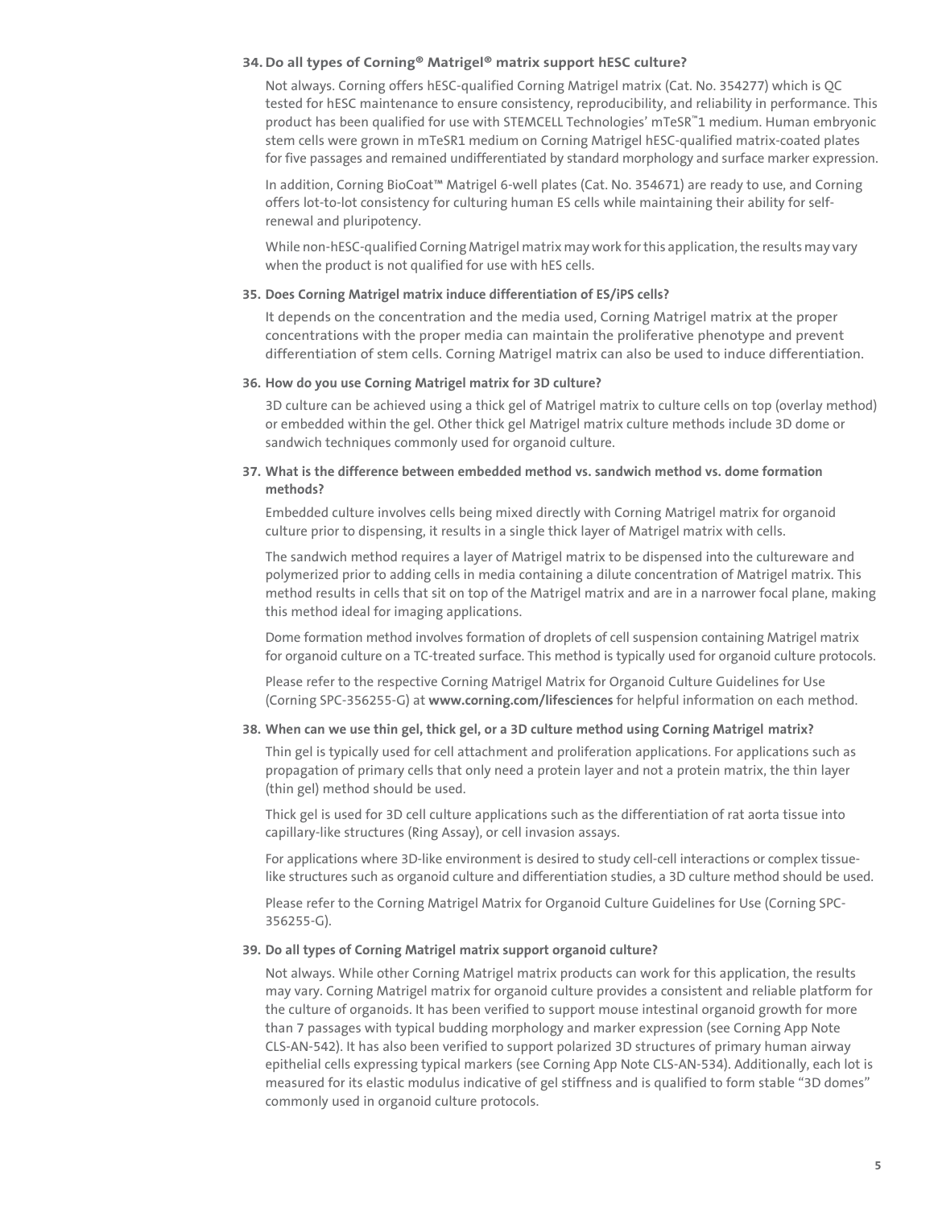**34. Do all types of Corning® Matrigel® matrix support hESC culture?**

Not always. Corning offers hESC-qualified Corning Matrigel matrix (Cat. No. 354277) which is QC tested for hESC maintenance to ensure consistency, reproducibility, and reliability in performance. This product has been qualified for use with STEMCELL Technologies' mTeSR™1 medium. Human embryonic stem cells were grown in mTeSR1 medium on Corning Matrigel hESC-qualified matrix-coated plates for five passages and remained undifferentiated by standard morphology and surface marker expression.

In addition, Corning BioCoat™ Matrigel 6-well plates (Cat. No. 354671) are ready to use, and Corning offers lot-to-lot consistency for culturing human ES cells while maintaining their ability for self-renewal and pluripotency.

While non-hESC-qualified Corning Matrigel matrix may work for this application, the results may vary when the product is not qualified for use with hES cells.

**35. Does Corning Matrigel matrix induce differentiation of ES/iPS cells?**

It depends on the concentration and the media used, Corning Matrigel matrix at the proper concentrations with the proper media can maintain the proliferative phenotype and prevent differentiation of stem cells. Corning Matrigel matrix can also be used to induce differentiation.

**36. How do you use Corning Matrigel matrix for 3D culture?**

3D culture can be achieved using a thick gel of Matrigel matrix to culture cells on top (overlay method) or embedded within the gel. Other thick gel Matrigel matrix culture methods include 3D dome or sandwich techniques commonly used for organoid culture.

**37. What is the difference between embedded method vs. sandwich method vs. dome formation methods?**

Embedded culture involves cells being mixed directly with Corning Matrigel matrix for organoid culture prior to dispensing, it results in a single thick layer of Matrigel matrix with cells.

The sandwich method requires a layer of Matrigel matrix to be dispensed into the cultureware and polymerized prior to adding cells in media containing a dilute concentration of Matrigel matrix. This method results in cells that sit on top of the Matrigel matrix and are in a narrower focal plane, making this method ideal for imaging applications.

Dome formation method involves formation of droplets of cell suspension containing Matrigel matrix for organoid culture on a TC-treated surface. This method is typically used for organoid culture protocols.

Please refer to the respective Corning Matrigel Matrix for Organoid Culture Guidelines for Use (Corning SPC-356255-G) at **www.corning.com/lifesciences** for helpful information on each method.

**38. When can we use thin gel, thick gel, or a 3D culture method using Corning Matrigel matrix?**

Thin gel is typically used for cell attachment and proliferation applications. For applications such as propagation of primary cells that only need a protein layer and not a protein matrix, the thin layer (thin gel) method should be used.

Thick gel is used for 3D cell culture applications such as the differentiation of rat aorta tissue into capillary-like structures (Ring Assay), or cell invasion assays.

For applications where 3D-like environment is desired to study cell-cell interactions or complex tissue-like structures such as organoid culture and differentiation studies, a 3D culture method should be used.

Please refer to the Corning Matrigel Matrix for Organoid Culture Guidelines for Use (Corning SPC-356255-G).

**39. Do all types of Corning Matrigel matrix support organoid culture?**

Not always. While other Corning Matrigel matrix products can work for this application, the results may vary. Corning Matrigel matrix for organoid culture provides a consistent and reliable platform for the culture of organoids. It has been verified to support mouse intestinal organoid growth for more than 7 passages with typical budding morphology and marker expression (see Corning App Note CLS-AN-542). It has also been verified to support polarized 3D structures of primary human airway epithelial cells expressing typical markers (see Corning App Note CLS-AN-534). Additionally, each lot is measured for its elastic modulus indicative of gel stiffness and is qualified to form stable "3D domes" commonly used in organoid culture protocols.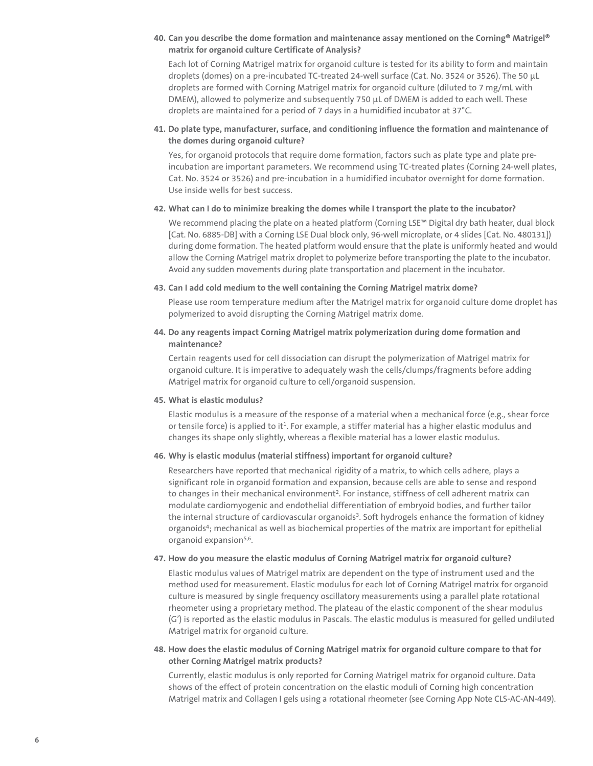**40. Can you describe the dome formation and maintenance assay mentioned on the Corning® Matrigel® matrix for organoid culture Certificate of Analysis?**

Each lot of Corning Matrigel matrix for organoid culture is tested for its ability to form and maintain droplets (domes) on a pre-incubated TC-treated 24-well surface (Cat. No. 3524 or 3526). The 50 µL droplets are formed with Corning Matrigel matrix for organoid culture (diluted to 7 mg/mL with DMEM), allowed to polymerize and subsequently 750 µL of DMEM is added to each well. These droplets are maintained for a period of 7 days in a humidified incubator at 37°C.

**41. Do plate type, manufacturer, surface, and conditioning influence the formation and maintenance of the domes during organoid culture?**

Yes, for organoid protocols that require dome formation, factors such as plate type and plate pre-incubation are important parameters. We recommend using TC-treated plates (Corning 24-well plates, Cat. No. 3524 or 3526) and pre-incubation in a humidified incubator overnight for dome formation. Use inside wells for best success.

**42. What can I do to minimize breaking the domes while I transport the plate to the incubator?**

We recommend placing the plate on a heated platform (Corning LSE™ Digital dry bath heater, dual block [Cat. No. 6885-DB] with a Corning LSE Dual block only, 96-well microplate, or 4 slides [Cat. No. 480131]) during dome formation. The heated platform would ensure that the plate is uniformly heated and would allow the Corning Matrigel matrix droplet to polymerize before transporting the plate to the incubator. Avoid any sudden movements during plate transportation and placement in the incubator.

**43. Can I add cold medium to the well containing the Corning Matrigel matrix dome?**

Please use room temperature medium after the Matrigel matrix for organoid culture dome droplet has polymerized to avoid disrupting the Corning Matrigel matrix dome.

**44. Do any reagents impact Corning Matrigel matrix polymerization during dome formation and maintenance?**

Certain reagents used for cell dissociation can disrupt the polymerization of Matrigel matrix for organoid culture. It is imperative to adequately wash the cells/clumps/fragments before adding Matrigel matrix for organoid culture to cell/organoid suspension.

**45. What is elastic modulus?**

Elastic modulus is a measure of the response of a material when a mechanical force (e.g., shear force or tensile force) is applied to it[1]. For example, a stiffer material has a higher elastic modulus and changes its shape only slightly, whereas a flexible material has a lower elastic modulus.

**46. Why is elastic modulus (material stiffness) important for organoid culture?**

Researchers have reported that mechanical rigidity of a matrix, to which cells adhere, plays a significant role in organoid formation and expansion, because cells are able to sense and respond to changes in their mechanical environment[2]. For instance, stiffness of cell adherent matrix can modulate cardiomyogenic and endothelial differentiation of embryoid bodies, and further tailor the internal structure of cardiovascular organoids[3]. Soft hydrogels enhance the formation of kidney organoids[4]; mechanical as well as biochemical properties of the matrix are important for epithelial organoid expansion[5,6].

**47. How do you measure the elastic modulus of Corning Matrigel matrix for organoid culture?**

Elastic modulus values of Matrigel matrix are dependent on the type of instrument used and the method used for measurement. Elastic modulus for each lot of Corning Matrigel matrix for organoid culture is measured by single frequency oscillatory measurements using a parallel plate rotational rheometer using a proprietary method. The plateau of the elastic component of the shear modulus (G') is reported as the elastic modulus in Pascals. The elastic modulus is measured for gelled undiluted Matrigel matrix for organoid culture.

**48. How does the elastic modulus of Corning Matrigel matrix for organoid culture compare to that for other Corning Matrigel matrix products?**

Currently, elastic modulus is only reported for Corning Matrigel matrix for organoid culture. Data shows of the effect of protein concentration on the elastic moduli of Corning high concentration Matrigel matrix and Collagen I gels using a rotational rheometer (see Corning App Note CLS-AC-AN-449).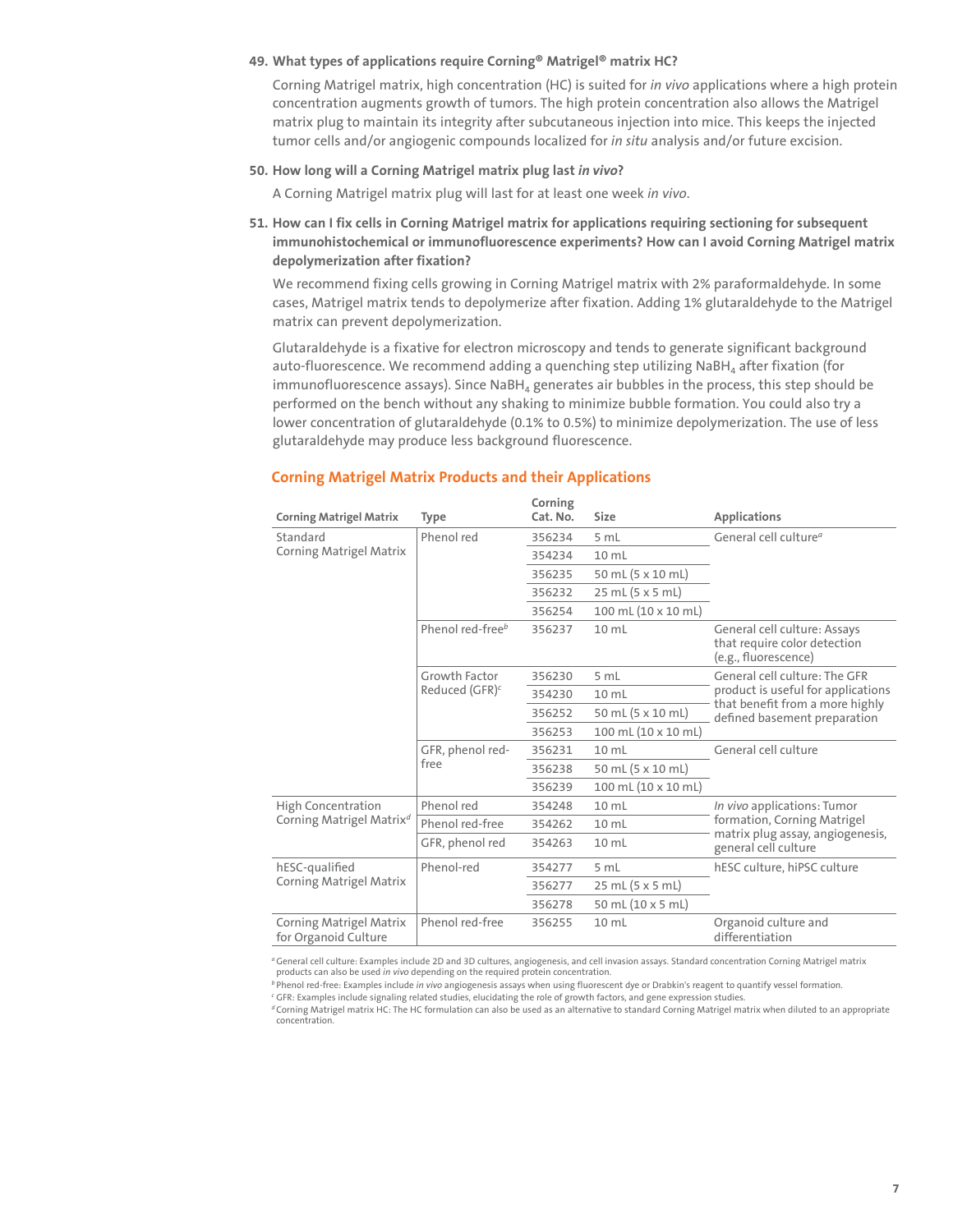**49. What types of applications require Corning® Matrigel® matrix HC?**

Corning Matrigel matrix, high concentration (HC) is suited for *in vivo* applications where a high protein concentration augments growth of tumors. The high protein concentration also allows the Matrigel matrix plug to maintain its integrity after subcutaneous injection into mice. This keeps the injected tumor cells and/or angiogenic compounds localized for *in situ* analysis and/or future excision.

**50. How long will a Corning Matrigel matrix plug last *in vivo*?**

A Corning Matrigel matrix plug will last for at least one week *in vivo*.

**51. How can I fix cells in Corning Matrigel matrix for applications requiring sectioning for subsequent immunohistochemical or immunofluorescence experiments? How can I avoid Corning Matrigel matrix depolymerization after fixation?**

We recommend fixing cells growing in Corning Matrigel matrix with 2% paraformaldehyde. In some cases, Matrigel matrix tends to depolymerize after fixation. Adding 1% glutaraldehyde to the Matrigel matrix can prevent depolymerization.

Glutaraldehyde is a fixative for electron microscopy and tends to generate significant background auto-fluorescence. We recommend adding a quenching step utilizing $NaBH_4$ after fixation (for immunofluorescence assays). Since $NaBH_4$ generates air bubbles in the process, this step should be performed on the bench without any shaking to minimize bubble formation. You could also try a lower concentration of glutaraldehyde (0.1% to 0.5%) to minimize depolymerization. The use of less glutaraldehyde may produce less background fluorescence.

## Corning Matrigel Matrix Products and their Applications

| Corning Matrigel Matrix | Type | Corning Cat. No. | Size | Applications |
|---|---|---|---|---|
| Standard Corning Matrigel Matrix | Phenol red | 356234 | 5 mL | General cell culture[a] |
| | | 354234 | 10 mL | |
| | | 356235 | 50 mL (5 x 10 mL) | |
| | | 356232 | 25 mL (5 x 5 mL) | |
| | | 356254 | 100 mL (10 x 10 mL) | |
| | Phenol red-free[b] | 356237 | 10 mL | General cell culture: Assays that require color detection (e.g., fluorescence) |
| | Growth Factor Reduced (GFR)[c] | 356230 | 5 mL | General cell culture: The GFR product is useful for applications that benefit from a more highly defined basement preparation |
| | | 354230 | 10 mL | |
| | | 356252 | 50 mL (5 x 10 mL) | |
| | | 356253 | 100 mL (10 x 10 mL) | |
| | GFR, phenol red-free | 356231 | 10 mL | General cell culture |
| | | 356238 | 50 mL (5 x 10 mL) | |
| | | 356239 | 100 mL (10 x 10 mL) | |
| High Concentration Corning Matrigel Matrix[d] | Phenol red | 354248 | 10 mL | *In vivo* applications: Tumor formation, Corning Matrigel matrix plug assay, angiogenesis, general cell culture |
| | Phenol red-free | 354262 | 10 mL | |
| | GFR, phenol red | 354263 | 10 mL | |
| hESC-qualified Corning Matrigel Matrix | Phenol-red | 354277 | 5 mL | hESC culture, hiPSC culture |
| | | 356277 | 25 mL (5 x 5 mL) | |
| | | 356278 | 50 mL (10 x 5 mL) | |
| Corning Matrigel Matrix for Organoid Culture | Phenol red-free | 356255 | 10 mL | Organoid culture and differentiation |

[a] General cell culture: Examples include 2D and 3D cultures, angiogenesis, and cell invasion assays. Standard concentration Corning Matrigel matrix products can also be used *in vivo* depending on the required protein concentration.

[b] Phenol red-free: Examples include *in vivo* angiogenesis assays when using fluorescent dye or Drabkin's reagent to quantify vessel formation.

[c] GFR: Examples include signaling related studies, elucidating the role of growth factors, and gene expression studies.

[d] Corning Matrigel matrix HC: The HC formulation can also be used as an alternative to standard Corning Matrigel matrix when diluted to an appropriate concentration.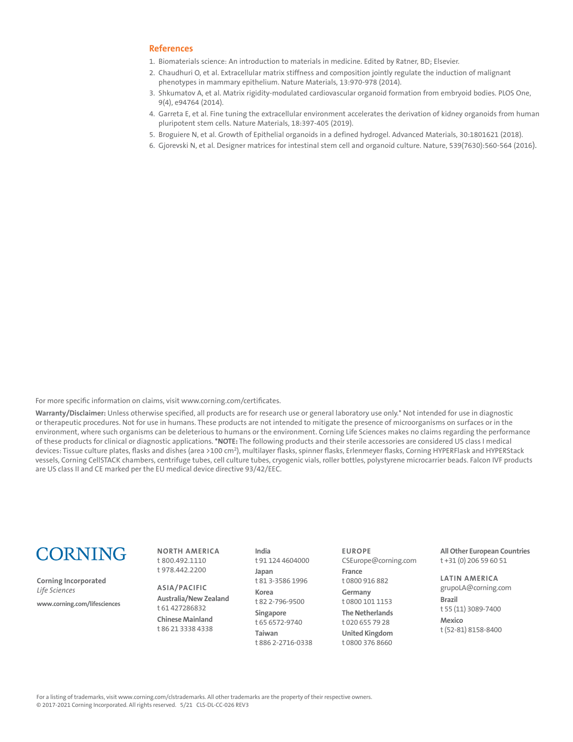## References

1. Biomaterials science: An introduction to materials in medicine. Edited by Ratner, BD; Elsevier.
2. Chaudhuri O, et al. Extracellular matrix stiffness and composition jointly regulate the induction of malignant phenotypes in mammary epithelium. Nature Materials, 13:970-978 (2014).
3. Shkumatov A, et al. Matrix rigidity-modulated cardiovascular organoid formation from embryoid bodies. PLOS One, 9(4), e94764 (2014).
4. Garreta E, et al. Fine tuning the extracellular environment accelerates the derivation of kidney organoids from human pluripotent stem cells. Nature Materials, 18:397-405 (2019).
5. Broguiere N, et al. Growth of Epithelial organoids in a defined hydrogel. Advanced Materials, 30:1801621 (2018).
6. Gjorevski N, et al. Designer matrices for intestinal stem cell and organoid culture. Nature, 539(7630):560-564 (2016).

For more specific information on claims, visit www.corning.com/certificates.

**Warranty/Disclaimer:** Unless otherwise specified, all products are for research use or general laboratory use only.* Not intended for use in diagnostic or therapeutic procedures. Not for use in humans. These products are not intended to mitigate the presence of microorganisms on surfaces or in the environment, where such organisms can be deleterious to humans or the environment. Corning Life Sciences makes no claims regarding the performance of these products for clinical or diagnostic applications. ***NOTE:** The following products and their sterile accessories are considered US class I medical devices: Tissue culture plates, flasks and dishes (area >100 cm$^2$), multilayer flasks, spinner flasks, Erlenmeyer flasks, Corning HYPERFlask and HYPERStack vessels, Corning CellSTACK chambers, centrifuge tubes, cell culture tubes, cryogenic vials, roller bottles, polystyrene microcarrier beads. Falcon IVF products are US class II and CE marked per the EU medical device directive 93/42/EEC.

CORNING

**Corning Incorporated**
*Life Sciences*

**www.corning.com/lifesciences**

**NORTH AMERICA**
t 800.492.1110
t 978.442.2200

**ASIA/PACIFIC**
**Australia/New Zealand**
t 61 427286832
**Chinese Mainland**
t 86 21 3338 4338
**India**
t 91 124 4604000
**Japan**
t 81 3-3586 1996
**Korea**
t 82 2-796-9500
**Singapore**
t 65 6572-9740
**Taiwan**
t 886 2-2716-0338

**EUROPE**
CSEurope@corning.com
**France**
t 0800 916 882
**Germany**
t 0800 101 1153
**The Netherlands**
t 020 655 79 28
**United Kingdom**
t 0800 376 8660
**All Other European Countries**
t +31 (0) 206 59 60 51

**LATIN AMERICA**
grupoLA@corning.com
**Brazil**
t 55 (11) 3089-7400
**Mexico**
t (52-81) 8158-8400

For a listing of trademarks, visit www.corning.com/clstrademarks. All other trademarks are the property of their respective owners.
© 2017-2021 Corning Incorporated. All rights reserved. 5/21 CLS-DL-CC-026 REV3